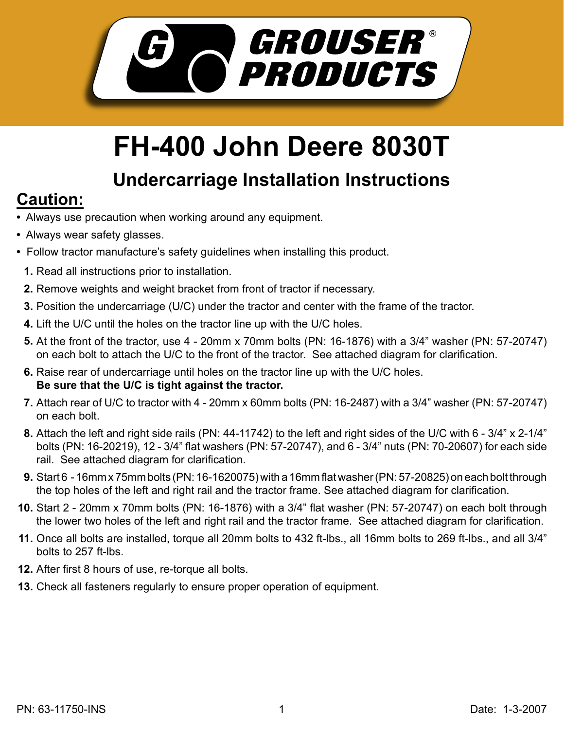# FH-400 John Deere 8030T

## Undercarriage Installation Instructions

## Caution:

- Always use precaution when working around any equipment.
- Always wear safety glasses.
- Follow tractor manufacture's safety guidelines when installing this product.

1. Read all instructions prior to installation.
2. Remove weights and weight bracket from front of tractor if necessary.
3. Position the undercarriage (U/C) under the tractor and center with the frame of the tractor.
4. Lift the U/C until the holes on the tractor line up with the U/C holes.
5. At the front of the tractor, use 4 - 20mm x 70mm bolts (PN: 16-1876) with a 3/4" washer (PN: 57-20747) on each bolt to attach the U/C to the front of the tractor. See attached diagram for clarification.
6. Raise rear of undercarriage until holes on the tractor line up with the U/C holes.
   **Be sure that the U/C is tight against the tractor.**
7. Attach rear of U/C to tractor with 4 - 20mm x 60mm bolts (PN: 16-2487) with a 3/4" washer (PN: 57-20747) on each bolt.
8. Attach the left and right side rails (PN: 44-11742) to the left and right sides of the U/C with 6 - 3/4" x 2-1/4" bolts (PN: 16-20219), 12 - 3/4" flat washers (PN: 57-20747), and 6 - 3/4" nuts (PN: 70-20607) for each side rail. See attached diagram for clarification.
9. Start 6 - 16mm x 75mm bolts (PN: 16-1620075) with a 16mm flat washer (PN: 57-20825) on each bolt through the top holes of the left and right rail and the tractor frame. See attached diagram for clarification.
10. Start 2 - 20mm x 70mm bolts (PN: 16-1876) with a 3/4" flat washer (PN: 57-20747) on each bolt through the lower two holes of the left and right rail and the tractor frame. See attached diagram for clarification.
11. Once all bolts are installed, torque all 20mm bolts to 432 ft-lbs., all 16mm bolts to 269 ft-lbs., and all 3/4" bolts to 257 ft-lbs.
12. After first 8 hours of use, re-torque all bolts.
13. Check all fasteners regularly to ensure proper operation of equipment.

PN: 63-11750-INS

Date: 1-3-2007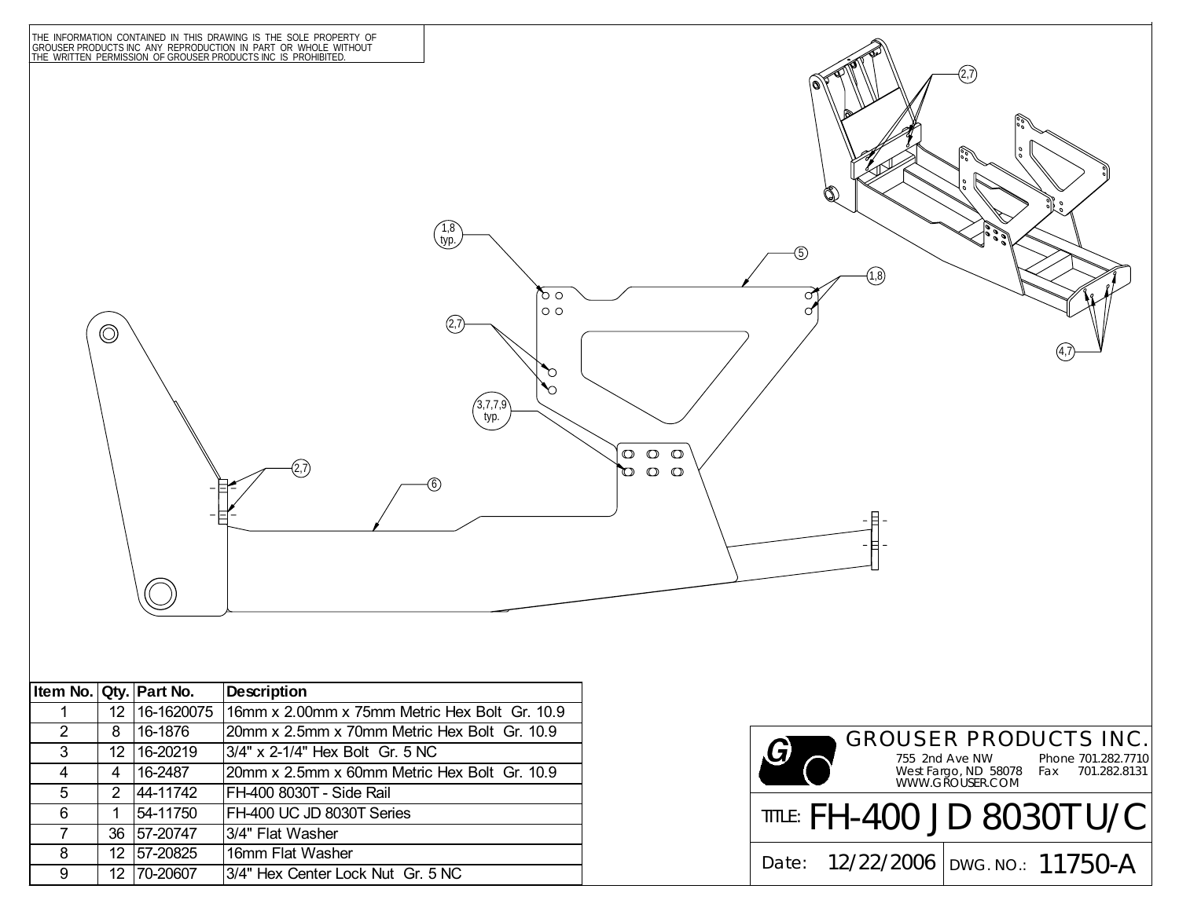THE INFORMATION CONTAINED IN THIS DRAWING IS THE SOLE PROPERTY OF GROUSER PRODUCTS INC ANY REPRODUCTION IN PART OR WHOLE WITHOUT THE WRITTEN PERMISSION OF GROUSER PRODUCTS INC IS PROHIBITED.

2,7

1,8 typ.

5

1,8

2,7

3,7,7,9 typ.

2,7

6

4,7

| Item No. | Qty. | Part No. | Description |
|---|---|---|---|
| 1 | 12 | 16-1620075 | 16mm x 2.00mm x 75mm Metric Hex Bolt Gr. 10.9 |
| 2 | 8 | 16-1876 | 20mm x 2.5mm x 70mm Metric Hex Bolt Gr. 10.9 |
| 3 | 12 | 16-20219 | 3/4" x 2-1/4" Hex Bolt Gr. 5 NC |
| 4 | 4 | 16-2487 | 20mm x 2.5mm x 60mm Metric Hex Bolt Gr. 10.9 |
| 5 | 2 | 44-11742 | FH-400 8030T - Side Rail |
| 6 | 1 | 54-11750 | FH-400 UC JD 8030T Series |
| 7 | 36 | 57-20747 | 3/4" Flat Washer |
| 8 | 12 | 57-20825 | 16mm Flat Washer |
| 9 | 12 | 70-20607 | 3/4" Hex Center Lock Nut Gr. 5 NC |

GROUSER PRODUCTS INC.
755 2nd Ave NW
West Fargo, ND 58078
WWW.GROUSER.COM
Phone 701.282.7710
Fax 701.282.8131

TITLE: FH-400 JD 8030TU/C

Date: 12/22/2006

DWG. NO.: 11750-A